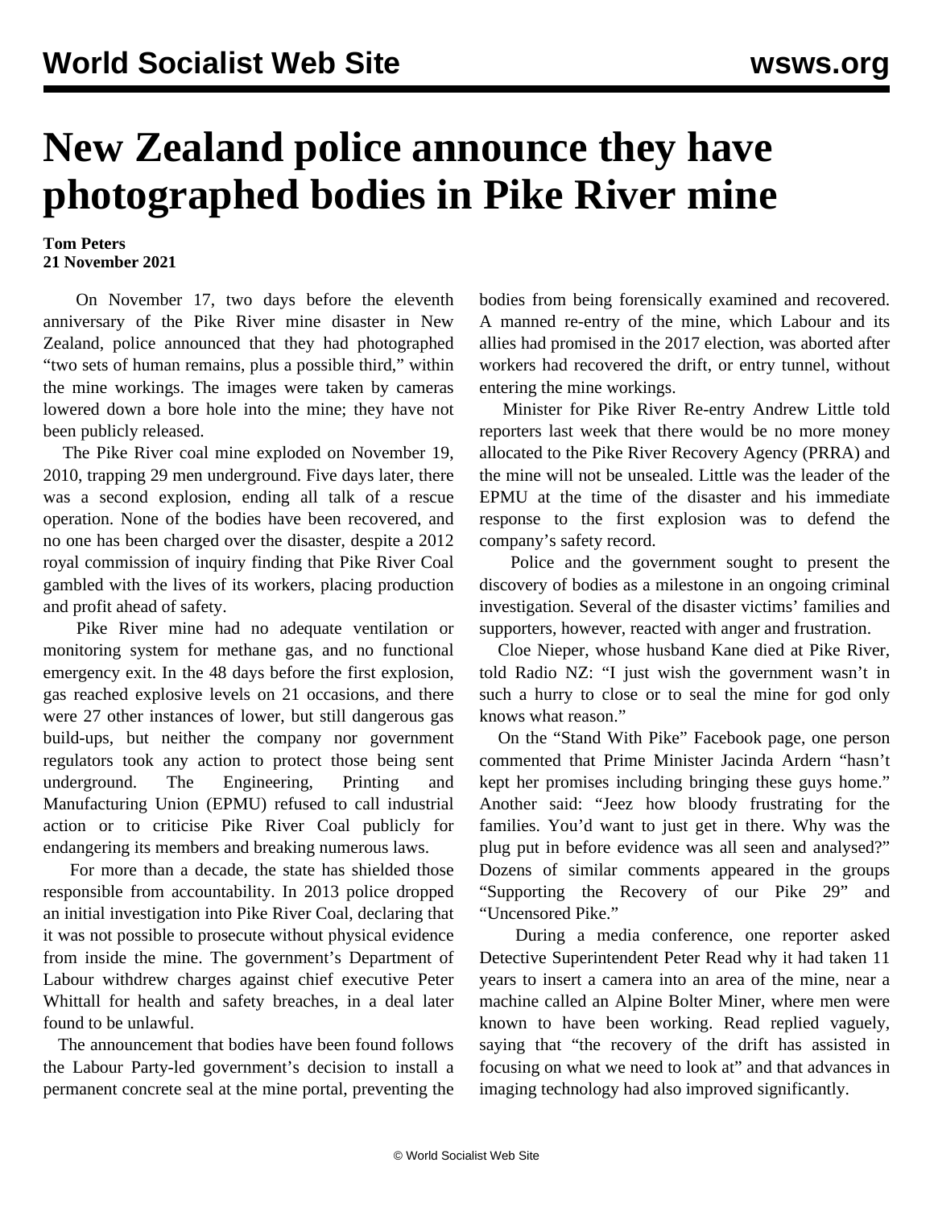# New Zealand police announce they have photographed bodies in Pike River mine

**Tom Peters**
**21 November 2021**

On November 17, two days before the eleventh anniversary of the Pike River mine disaster in New Zealand, police announced that they had photographed "two sets of human remains, plus a possible third," within the mine workings. The images were taken by cameras lowered down a bore hole into the mine; they have not been publicly released.

The Pike River coal mine exploded on November 19, 2010, trapping 29 men underground. Five days later, there was a second explosion, ending all talk of a rescue operation. None of the bodies have been recovered, and no one has been charged over the disaster, despite a 2012 royal commission of inquiry finding that Pike River Coal gambled with the lives of its workers, placing production and profit ahead of safety.

Pike River mine had no adequate ventilation or monitoring system for methane gas, and no functional emergency exit. In the 48 days before the first explosion, gas reached explosive levels on 21 occasions, and there were 27 other instances of lower, but still dangerous gas build-ups, but neither the company nor government regulators took any action to protect those being sent underground. The Engineering, Printing and Manufacturing Union (EPMU) refused to call industrial action or to criticise Pike River Coal publicly for endangering its members and breaking numerous laws.

For more than a decade, the state has shielded those responsible from accountability. In 2013 police dropped an initial investigation into Pike River Coal, declaring that it was not possible to prosecute without physical evidence from inside the mine. The government's Department of Labour withdrew charges against chief executive Peter Whittall for health and safety breaches, in a deal later found to be unlawful.

The announcement that bodies have been found follows the Labour Party-led government's decision to install a permanent concrete seal at the mine portal, preventing the bodies from being forensically examined and recovered. A manned re-entry of the mine, which Labour and its allies had promised in the 2017 election, was aborted after workers had recovered the drift, or entry tunnel, without entering the mine workings.

Minister for Pike River Re-entry Andrew Little told reporters last week that there would be no more money allocated to the Pike River Recovery Agency (PRRA) and the mine will not be unsealed. Little was the leader of the EPMU at the time of the disaster and his immediate response to the first explosion was to defend the company's safety record.

Police and the government sought to present the discovery of bodies as a milestone in an ongoing criminal investigation. Several of the disaster victims' families and supporters, however, reacted with anger and frustration.

Cloe Nieper, whose husband Kane died at Pike River, told Radio NZ: "I just wish the government wasn't in such a hurry to close or to seal the mine for god only knows what reason."

On the "Stand With Pike" Facebook page, one person commented that Prime Minister Jacinda Ardern "hasn't kept her promises including bringing these guys home." Another said: "Jeez how bloody frustrating for the families. You'd want to just get in there. Why was the plug put in before evidence was all seen and analysed?" Dozens of similar comments appeared in the groups "Supporting the Recovery of our Pike 29" and "Uncensored Pike."

During a media conference, one reporter asked Detective Superintendent Peter Read why it had taken 11 years to insert a camera into an area of the mine, near a machine called an Alpine Bolter Miner, where men were known to have been working. Read replied vaguely, saying that "the recovery of the drift has assisted in focusing on what we need to look at" and that advances in imaging technology had also improved significantly.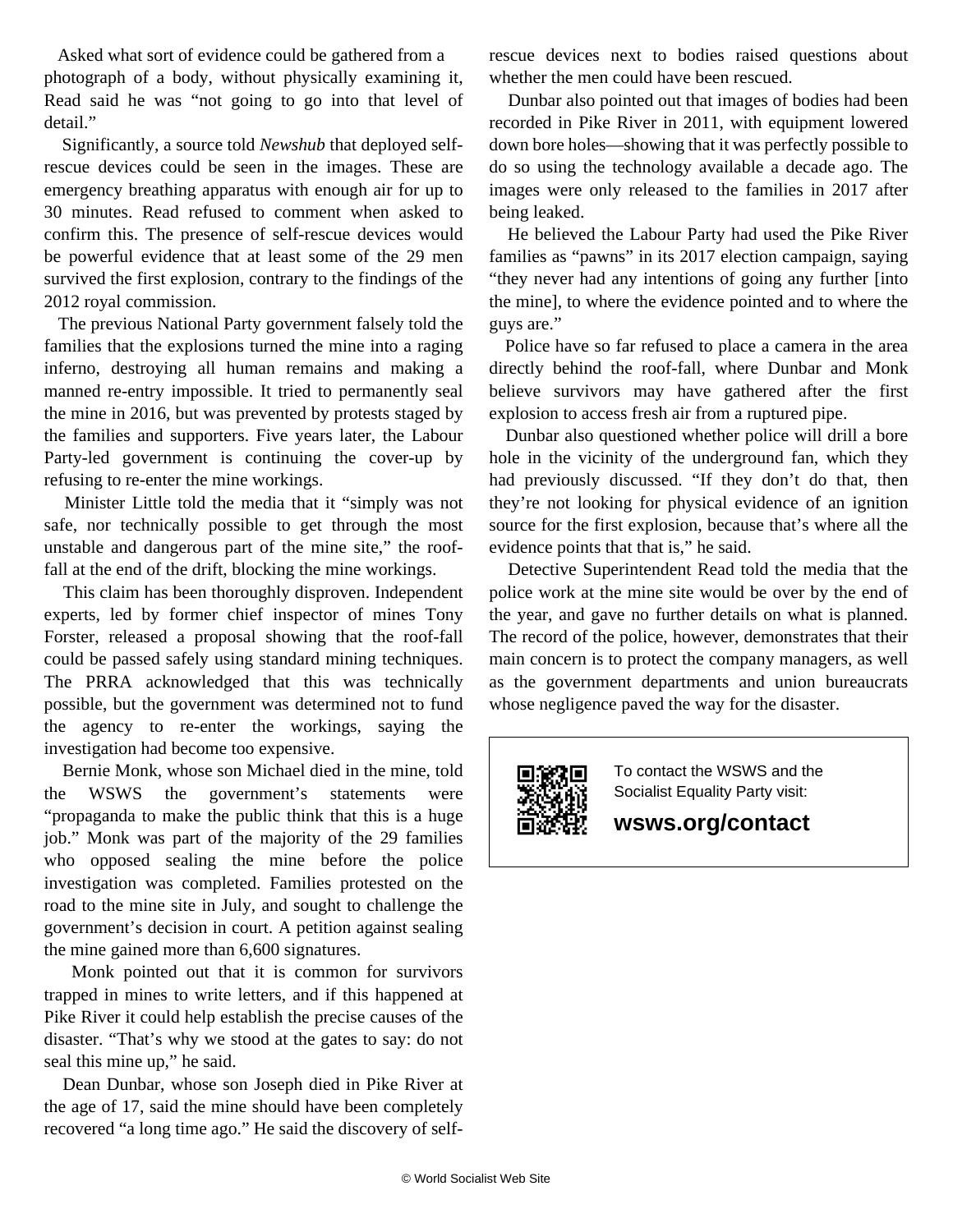Asked what sort of evidence could be gathered from a photograph of a body, without physically examining it, Read said he was "not going to go into that level of detail."

Significantly, a source told *Newshub* that deployed self-rescue devices could be seen in the images. These are emergency breathing apparatus with enough air for up to 30 minutes. Read refused to comment when asked to confirm this. The presence of self-rescue devices would be powerful evidence that at least some of the 29 men survived the first explosion, contrary to the findings of the 2012 royal commission.

The previous National Party government falsely told the families that the explosions turned the mine into a raging inferno, destroying all human remains and making a manned re-entry impossible. It tried to permanently seal the mine in 2016, but was prevented by protests staged by the families and supporters. Five years later, the Labour Party-led government is continuing the cover-up by refusing to re-enter the mine workings.

Minister Little told the media that it "simply was not safe, nor technically possible to get through the most unstable and dangerous part of the mine site," the roof-fall at the end of the drift, blocking the mine workings.

This claim has been thoroughly disproven. Independent experts, led by former chief inspector of mines Tony Forster, released a proposal showing that the roof-fall could be passed safely using standard mining techniques. The PRRA acknowledged that this was technically possible, but the government was determined not to fund the agency to re-enter the workings, saying the investigation had become too expensive.

Bernie Monk, whose son Michael died in the mine, told the WSWS the government's statements were "propaganda to make the public think that this is a huge job." Monk was part of the majority of the 29 families who opposed sealing the mine before the police investigation was completed. Families protested on the road to the mine site in July, and sought to challenge the government's decision in court. A petition against sealing the mine gained more than 6,600 signatures.

Monk pointed out that it is common for survivors trapped in mines to write letters, and if this happened at Pike River it could help establish the precise causes of the disaster. "That's why we stood at the gates to say: do not seal this mine up," he said.

Dean Dunbar, whose son Joseph died in Pike River at the age of 17, said the mine should have been completely recovered "a long time ago." He said the discovery of self-rescue devices next to bodies raised questions about whether the men could have been rescued.

Dunbar also pointed out that images of bodies had been recorded in Pike River in 2011, with equipment lowered down bore holes—showing that it was perfectly possible to do so using the technology available a decade ago. The images were only released to the families in 2017 after being leaked.

He believed the Labour Party had used the Pike River families as "pawns" in its 2017 election campaign, saying "they never had any intentions of going any further [into the mine], to where the evidence pointed and to where the guys are."

Police have so far refused to place a camera in the area directly behind the roof-fall, where Dunbar and Monk believe survivors may have gathered after the first explosion to access fresh air from a ruptured pipe.

Dunbar also questioned whether police will drill a bore hole in the vicinity of the underground fan, which they had previously discussed. "If they don't do that, then they're not looking for physical evidence of an ignition source for the first explosion, because that's where all the evidence points that that is," he said.

Detective Superintendent Read told the media that the police work at the mine site would be over by the end of the year, and gave no further details on what is planned. The record of the police, however, demonstrates that their main concern is to protect the company managers, as well as the government departments and union bureaucrats whose negligence paved the way for the disaster.

To contact the WSWS and the Socialist Equality Party visit:

**wsws.org/contact**